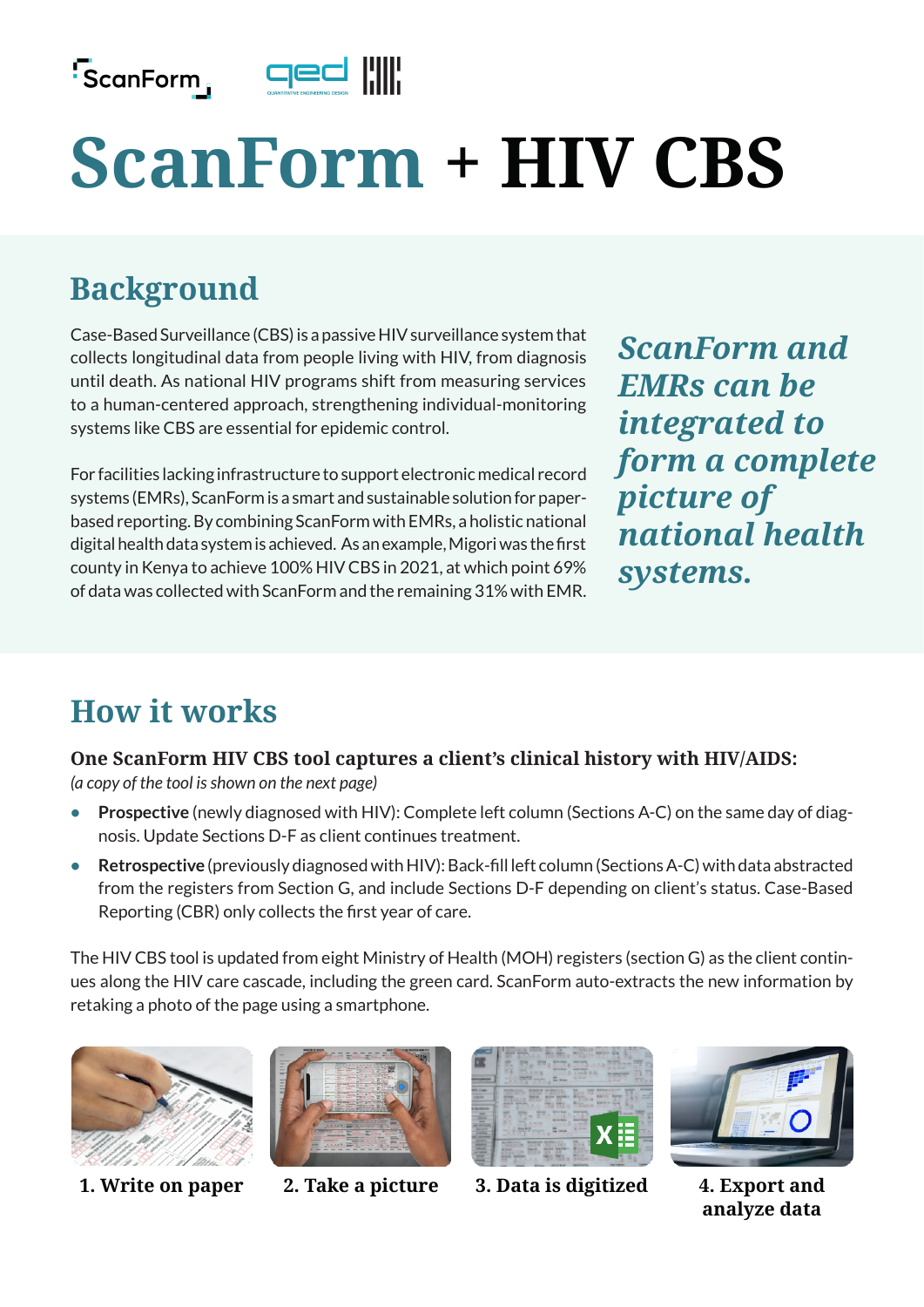# ScanForm + HIV CBS

## Background

Case-Based Surveillance (CBS) is a passive HIV surveillance system that collects longitudinal data from people living with HIV, from diagnosis until death. As national HIV programs shift from measuring services to a human-centered approach, strengthening individual-monitoring systems like CBS are essential for epidemic control.

For facilities lacking infrastructure to support electronic medical record systems (EMRs), ScanForm is a smart and sustainable solution for paper-based reporting. By combining ScanForm with EMRs, a holistic national digital health data system is achieved. As an example, Migori was the first county in Kenya to achieve 100% HIV CBS in 2021, at which point 69% of data was collected with ScanForm and the remaining 31% with EMR.

***ScanForm and EMRs can be integrated to form a complete picture of national health systems.***

## How it works

### One ScanForm HIV CBS tool captures a client's clinical history with HIV/AIDS:

*(a copy of the tool is shown on the next page)*

- **Prospective** (newly diagnosed with HIV): Complete left column (Sections A-C) on the same day of diagnosis. Update Sections D-F as client continues treatment.
- **Retrospective** (previously diagnosed with HIV): Back-fill left column (Sections A-C) with data abstracted from the registers from Section G, and include Sections D-F depending on client's status. Case-Based Reporting (CBR) only collects the first year of care.

The HIV CBS tool is updated from eight Ministry of Health (MOH) registers (section G) as the client continues along the HIV care cascade, including the green card. ScanForm auto-extracts the new information by retaking a photo of the page using a smartphone.

1. Write on paper
2. Take a picture
3. Data is digitized
4. Export and analyze data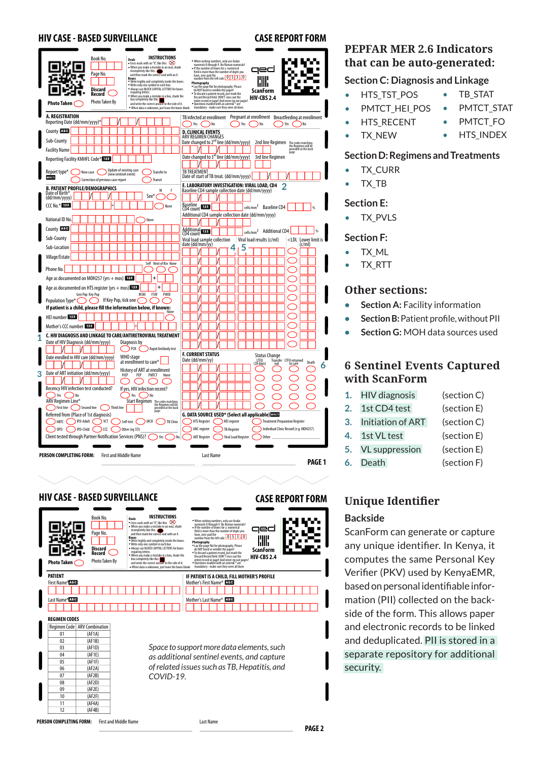# HIV CASE - BASED SURVEILLANCE

## CASE REPORT FORM

Book No.

Page No.

Discard Record

Photo Taken

Photo Taken By

**INSTRUCTIONS**

**Ovals**
- Cross ovals with an "X", like this:
- When you make a mistake in an oval, shade it completely like this: and then mark the correct oval with an X.

**Boxes**
- Write legibly and completely inside the boxes.
- Write only one symbol in each box.
- Always use BLOCK CAPITAL LETTERS for boxes requiring letters.
- When you make a mistake in a box, shade the box completely like this: and write the correct answer to the side of it.
- When data is unknown, just leave the boxes blank.

- When writing numbers, only use Arabic numerals 0 through 9. No Roman numerals!
- If the number of boxes for a numerical field is more than the number of digits you have, zero-pad the number from the left side: 0 5 3 0

**Photography**
- Lay the page flat for photography. Please do NOT bend or wrinkle the paper!
- To discard a patient record, just mark the Discard Record field. DON'T cross out the entire record or page! And never rip out pages!
- Questions marked with an asterisk * are mandatory - make sure they were all done.

qed ScanForm HIV-CBS 2.4

**A. REGISTRATION**

Reporting Date (dd/mm/yyyy)*

County ABC

Sub-County

Facility Name

Reporting Facility KMHFL Code* 123

Report type* MULTI: New case / Update of existing case (new sentinel event) / Transfer In / Correction of previous case report / Transit

**B. PATIENT PROFILE/DEMOGRAPHICS**

Date of Birth* (dd/mm/yyyy) — Sex* M F

CCC No.* 123 — None

National ID No. — None

County ABC

Sub-County

Sub-Location

Village/Estate

Phone No. — Self / Next of Kin / None

Age as documented on MOH257 (yrs + mos) 123

Age as documented on HTS register (yrs + mos) 123

Population Type* Gen Pop / Key Pop — If Key Pop, tick one: MSM / FSW / PWID

**If patient is a child, please fill the information below, if known:**

HEI number 123 — None

Mother's CCC number 123

**1** **C. HIV DIAGNOSIS AND LINKAGE TO CARE/ANTIRETROVIRAL TREATMENT**

Date of HIV Diagnosis (dd/mm/yyyy) — Diagnosis by: PCR / Rapid Antibody test

Date enrolled in HIV care (dd/mm/yyyy) — WHO stage at enrollment to care*

**3** Date of ART initiation (dd/mm/yyyy) — History of ART at enrollment: PrEP / PEP / PMTCT / None

Recency HIV infection test conducted? Yes / No — If yes, HIV infection recent? Yes / No

ARV Regimen Line*: First line / Second line / Third line — Start Regimen (The codes matching the Regimen will be provided at the back page)

Referred from (Place of 1st diagnosis): HBTC / IPD-Adult / VCT / Self-test / MCH / TB Clinic / OPD / IPD-Child / CCC / Other (eg STI)

Client tested through Partner Notification Services (PNS)? Yes / No

TB infected at enrollment: Yes / No — Pregnant at enrollment: Yes / No — Breastfeeding at enrollment: Yes / No

**D. CLINICAL EVENTS**

ARV REGIMEN CHANGES

Date changed to 2nd line (dd/mm/yyyy) — 2nd line Regimen (The codes matching the Regimen will be provided at the back page)

Date changed to 3rd line (dd/mm/yyyy) — 3rd line Regimen

TB TREATMENT

Date of start of TB treat. (dd/mm/yyyy)

**E. LABORATORY INVESTIGATION: VIRAL LOAD, CD4** **2**

Baseline CD4 sample collection date (dd/mm/yyyy)

Baseline CD4 count 123 cells/mm³ — Baseline CD4 %

Additional CD4 sample collection date (dd/mm/yyyy)

Additional CD4 count 123 cells/mm³ — Additional CD4 %

Viral load sample collection date (dd/mm/yy) **4** — Viral load results (c/ml) **5** — <LDL — Lower limit is (c/ml)

**F. CURRENT STATUS**

Date (dd/mm/yy) — Status Change: LTFU (28 days) / Transfer out / LTFU returned to care / Death **6**

**G. DATA SOURCE USED* (Select all applicable)** MULTI

HTS Register / HEI register / Treatment Preparation Register / ANC register / TB Register / Individual Clinic Record (e.g. MOH257) / ART Register / Viral Load Register / Other

PERSON COMPLETING FORM: First and Middle Name — Last Name

---

# HIV CASE - BASED SURVEILLANCE

## CASE REPORT FORM

**PATIENT**

First Name* ABC

Last Name* ABC

**IF PATIENT IS A CHILD, FILL MOTHER'S PROFILE**

Mother's First Name* ABC

Mother's Last Name* ABC

**REGIMEN CODES**

| Regimen Code | ARV Combination |
|---|---|
| 01 | (AF1A) |
| 02 | (AF1B) |
| 03 | (AF1D) |
| 04 | (AF1E) |
| 05 | (AF1F) |
| 06 | (AF2A) |
| 07 | (AF2B) |
| 08 | (AF2D) |
| 09 | (AF2E) |
| 10 | (AF2F) |
| 11 | (AF4A) |
| 12 | (AF4B) |

*Space to support more data elements, such as additional sentinel events, and capture of related issues such as TB, Hepatitis, and COVID-19.*

PERSON COMPLETING FORM: First and Middle Name — Last Name

---

## PEPFAR MER 2.6 Indicators that can be auto-generated:

### Section C: Diagnosis and Linkage

- HTS_TST_POS
- PMTCT_HEI_POS
- HTS_RECENT
- TX_NEW
- TB_STAT
- PMTCT_STAT
- PMTCT_FO
- HTS_INDEX

### Section D: Regimens and Treatments

- TX_CURR
- TX_TB

### Section E:

- TX_PVLS

### Section F:

- TX_ML
- TX_RTT

## Other sections:

- **Section A:** Facility information
- **Section B:** Patient profile, without PII
- **Section G:** MOH data sources used

## 6 Sentinel Events Captured with ScanForm

1. HIV diagnosis (section C)
2. 1st CD4 test (section E)
3. Initiation of ART (section C)
4. 1st VL test (section E)
5. VL suppression (section E)
6. Death (section F)

## Unique Identifier

### Backside

ScanForm can generate or capture any unique identifier. In Kenya, it computes the same Personal Key Verifier (PKV) used by KenyaEMR, based on personal identifiable information (PII) collected on the backside of the form. This allows paper and electronic records to be linked and deduplicated. PII is stored in a separate repository for additional security.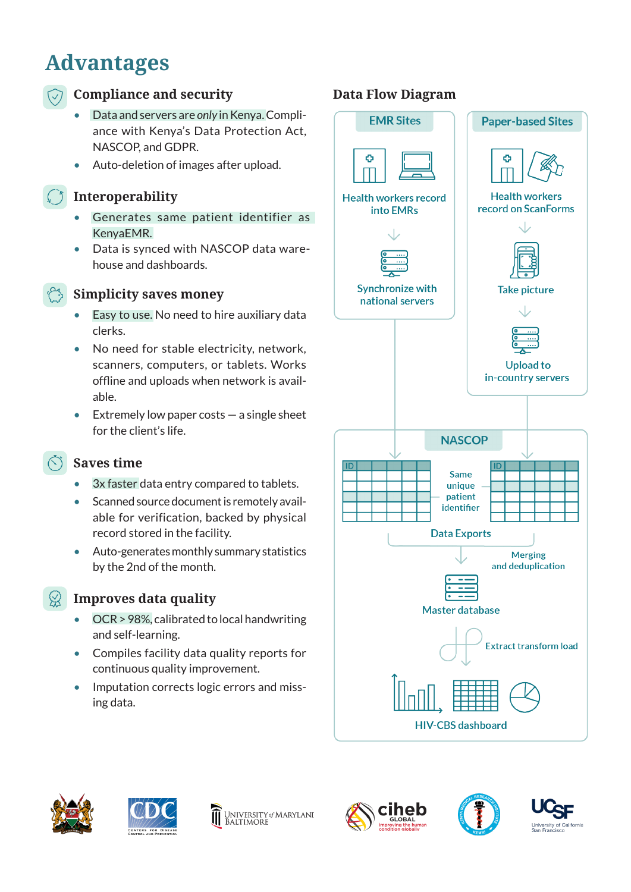# Advantages

## Compliance and security

- Data and servers are *only* in Kenya. Compliance with Kenya's Data Protection Act, NASCOP, and GDPR.
- Auto-deletion of images after upload.

## Interoperability

- Generates same patient identifier as KenyaEMR.
- Data is synced with NASCOP data warehouse and dashboards.

## Simplicity saves money

- Easy to use. No need to hire auxiliary data clerks.
- No need for stable electricity, network, scanners, computers, or tablets. Works offline and uploads when network is available.
- Extremely low paper costs — a single sheet for the client's life.

## Saves time

- 3x faster data entry compared to tablets.
- Scanned source document is remotely available for verification, backed by physical record stored in the facility.
- Auto-generates monthly summary statistics by the 2nd of the month.

## Improves data quality

- OCR > 98%, calibrated to local handwriting and self-learning.
- Compiles facility data quality reports for continuous quality improvement.
- Imputation corrects logic errors and missing data.

## Data Flow Diagram

EMR Sites

Health workers record into EMRs

Synchronize with national servers

Paper-based Sites

Health workers record on ScanForms

Take picture

Upload to in-country servers

NASCOP

ID

Same unique patient identifier

ID

Data Exports

Merging and deduplication

Master database

Extract transform load

HIV-CBS dashboard